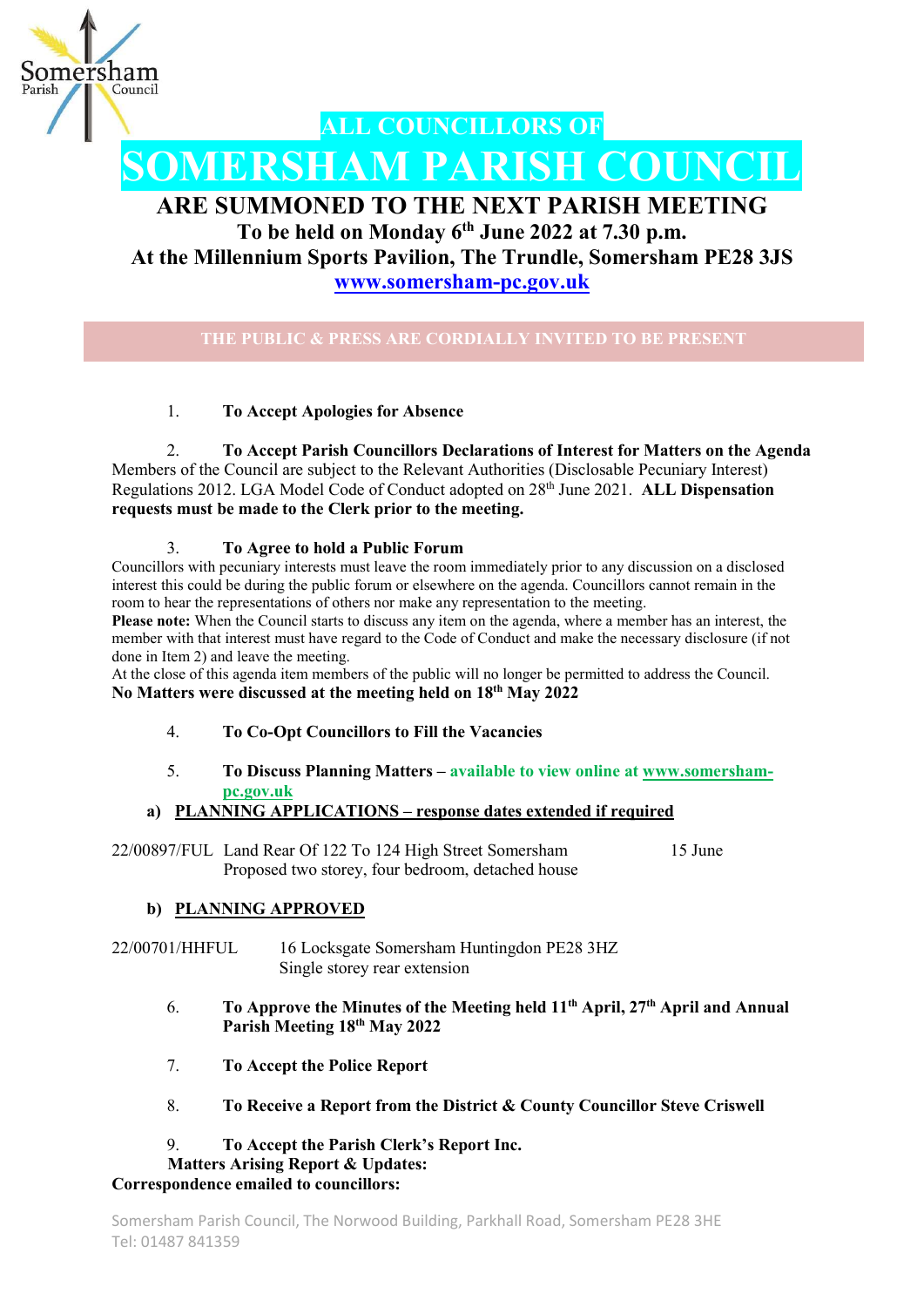# ALL COUNCILLORS OF SOMERSHAM PARISH COUNCIL

## ARE SUMMONED TO THE NEXT PARISH MEETING

**To be held on Monday 6th June 2022 at 7.30 p.m.**

**At the Millennium Sports Pavilion, The Trundle, Somersham PE28 3JS**

**www.somersham-pc.gov.uk**

**THE PUBLIC & PRESS ARE CORDIALLY INVITED TO BE PRESENT**

1. **To Accept Apologies for Absence**

2. **To Accept Parish Councillors Declarations of Interest for Matters on the Agenda**

Members of the Council are subject to the Relevant Authorities (Disclosable Pecuniary Interest) Regulations 2012. LGA Model Code of Conduct adopted on 28th June 2021. **ALL Dispensation requests must be made to the Clerk prior to the meeting.**

3. **To Agree to hold a Public Forum**

Councillors with pecuniary interests must leave the room immediately prior to any discussion on a disclosed interest this could be during the public forum or elsewhere on the agenda. Councillors cannot remain in the room to hear the representations of others nor make any representation to the meeting.

**Please note:** When the Council starts to discuss any item on the agenda, where a member has an interest, the member with that interest must have regard to the Code of Conduct and make the necessary disclosure (if not done in Item 2) and leave the meeting.

At the close of this agenda item members of the public will no longer be permitted to address the Council.

**No Matters were discussed at the meeting held on 18th May 2022**

4. **To Co-Opt Councillors to Fill the Vacancies**

5. **To Discuss Planning Matters** – available to view online at www.somersham-pc.gov.uk

**a) PLANNING APPLICATIONS – response dates extended if required**

| | | |
|---|---|---|
| 22/00897/FUL | Land Rear Of 122 To 124 High Street Somersham<br>Proposed two storey, four bedroom, detached house | 15 June |

**b) PLANNING APPROVED**

| | |
|---|---|
| 22/00701/HHFUL | 16 Locksgate Somersham Huntingdon PE28 3HZ<br>Single storey rear extension |

6. **To Approve the Minutes of the Meeting held 11th April, 27th April and Annual Parish Meeting 18th May 2022**

7. **To Accept the Police Report**

8. **To Receive a Report from the District & County Councillor Steve Criswell**

9. **To Accept the Parish Clerk's Report Inc.**

**Matters Arising Report & Updates:**

**Correspondence emailed to councillors:**

Somersham Parish Council, The Norwood Building, Parkhall Road, Somersham PE28 3HE
Tel: 01487 841359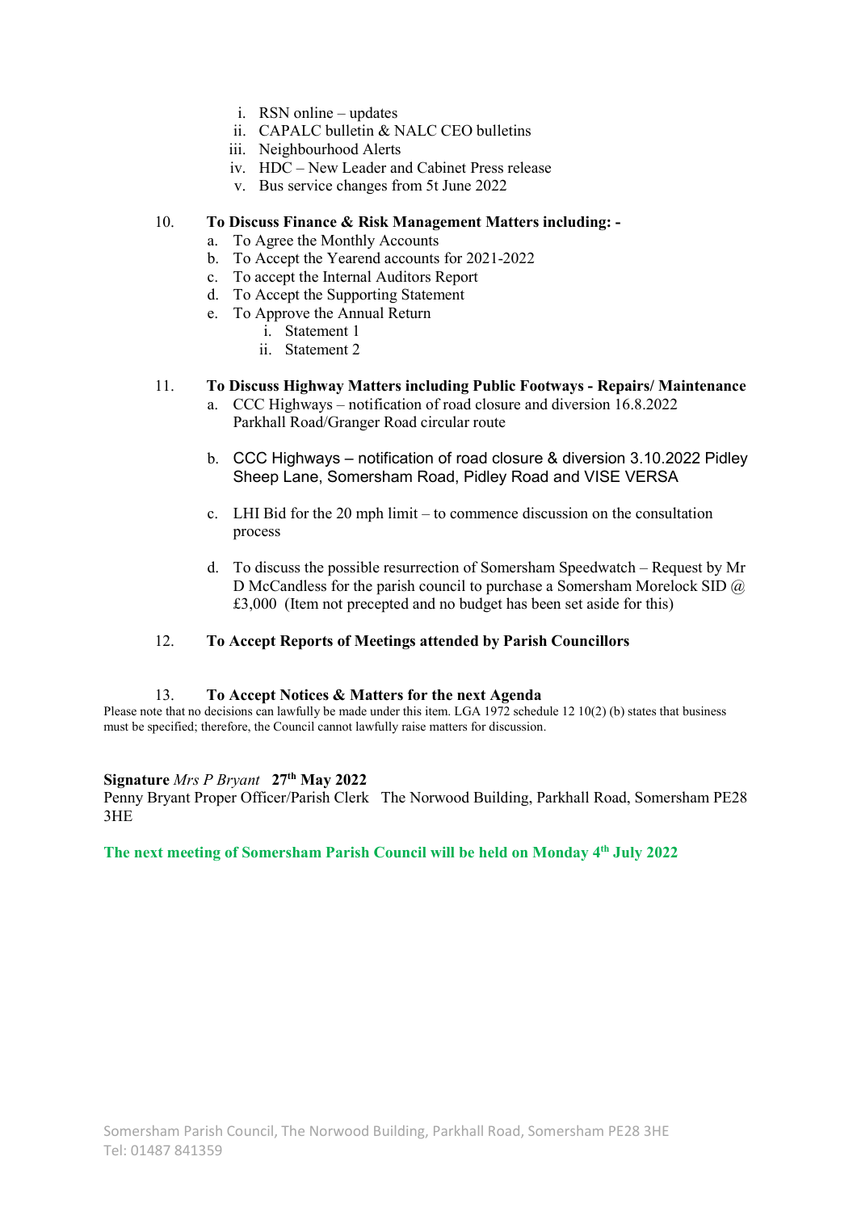i. RSN online – updates
    ii. CAPALC bulletin & NALC CEO bulletins
    iii. Neighbourhood Alerts
    iv. HDC – New Leader and Cabinet Press release
    v. Bus service changes from 5t June 2022

10. **To Discuss Finance & Risk Management Matters including: -**
    a. To Agree the Monthly Accounts
    b. To Accept the Yearend accounts for 2021-2022
    c. To accept the Internal Auditors Report
    d. To Accept the Supporting Statement
    e. To Approve the Annual Return
        i. Statement 1
        ii. Statement 2

11. **To Discuss Highway Matters including Public Footways - Repairs/ Maintenance**
    a. CCC Highways – notification of road closure and diversion 16.8.2022 Parkhall Road/Granger Road circular route

    b. CCC Highways – notification of road closure & diversion 3.10.2022 Pidley Sheep Lane, Somersham Road, Pidley Road and VISE VERSA

    c. LHI Bid for the 20 mph limit – to commence discussion on the consultation process

    d. To discuss the possible resurrection of Somersham Speedwatch – Request by Mr D McCandless for the parish council to purchase a Somersham Morelock SID @ £3,000 (Item not precepted and no budget has been set aside for this)

12. **To Accept Reports of Meetings attended by Parish Councillors**

13. **To Accept Notices & Matters for the next Agenda**

Please note that no decisions can lawfully be made under this item. LGA 1972 schedule 12 10(2) (b) states that business must be specified; therefore, the Council cannot lawfully raise matters for discussion.

**Signature** *Mrs P Bryant* **27th May 2022**
Penny Bryant Proper Officer/Parish Clerk The Norwood Building, Parkhall Road, Somersham PE28 3HE

**The next meeting of Somersham Parish Council will be held on Monday 4th July 2022**